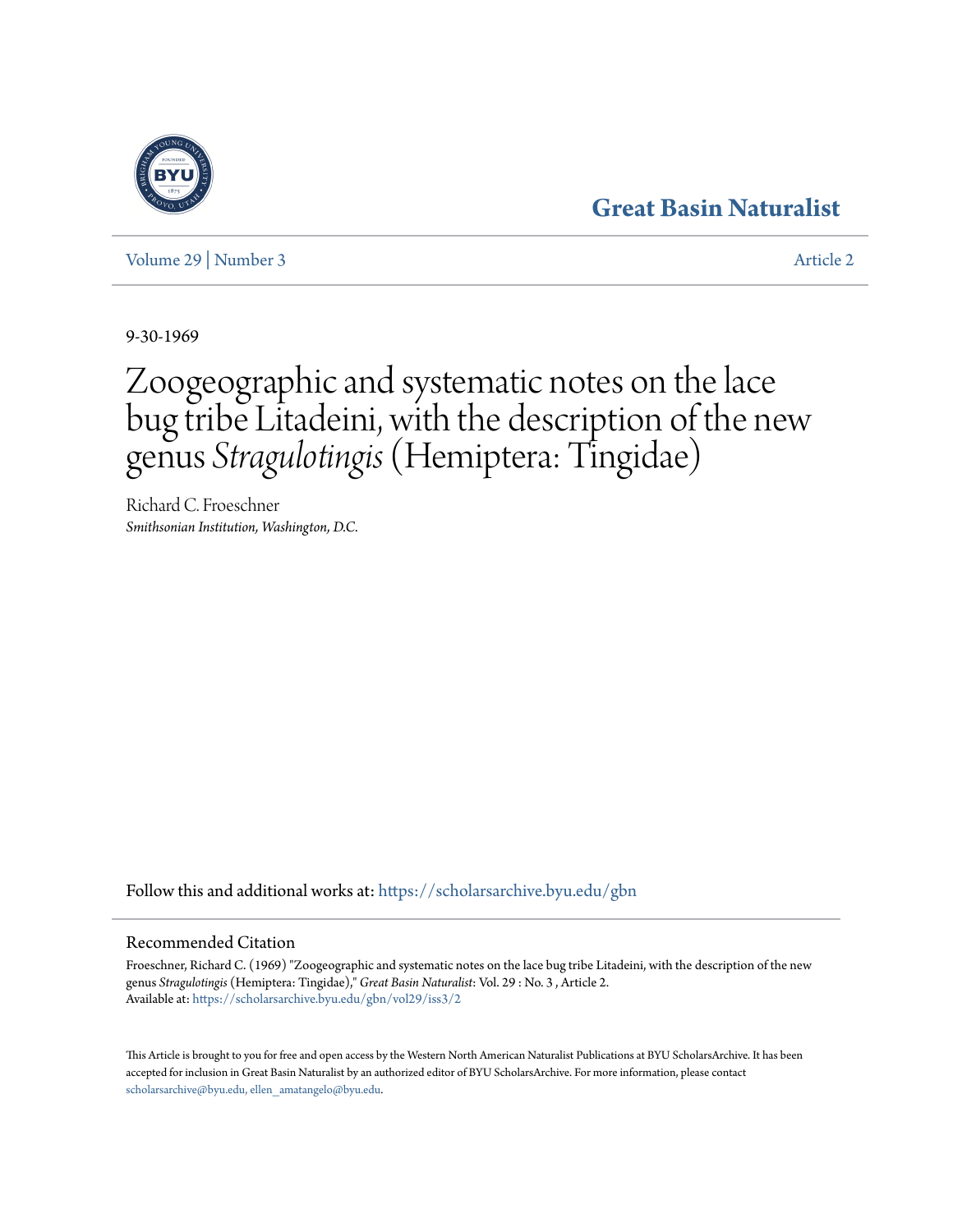Great Basin Naturalist

Volume 29 | Number 3 — Article 2

9-30-1969

# Zoogeographic and systematic notes on the lace bug tribe Litadeini, with the description of the new genus *Stragulotingis* (Hemiptera: Tingidae)

Richard C. Froeschner
*Smithsonian Institution, Washington, D.C.*

Follow this and additional works at: https://scholarsarchive.byu.edu/gbn

## Recommended Citation

Froeschner, Richard C. (1969) "Zoogeographic and systematic notes on the lace bug tribe Litadeini, with the description of the new genus *Stragulotingis* (Hemiptera: Tingidae)," *Great Basin Naturalist*: Vol. 29 : No. 3 , Article 2.
Available at: https://scholarsarchive.byu.edu/gbn/vol29/iss3/2

This Article is brought to you for free and open access by the Western North American Naturalist Publications at BYU ScholarsArchive. It has been accepted for inclusion in Great Basin Naturalist by an authorized editor of BYU ScholarsArchive. For more information, please contact scholarsarchive@byu.edu, ellen_amatangelo@byu.edu.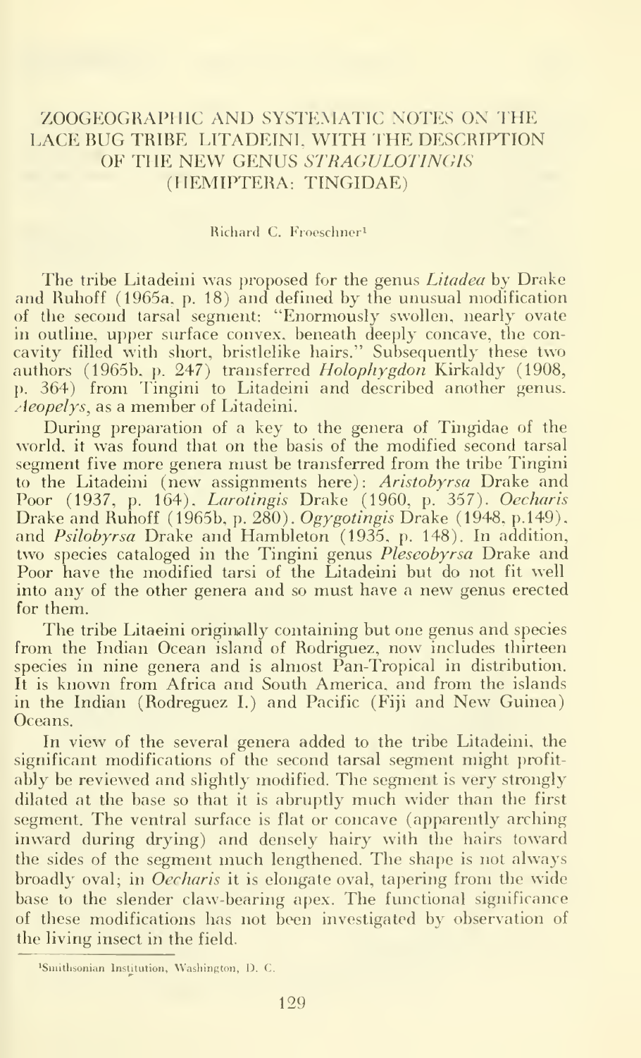# ZOOGEOGRAPHIC AND SYSTEMATIC NOTES ON THE LACE BUG TRIBE LITADEINI, WITH THE DESCRIPTION OF THE NEW GENUS *STRAGULOTINGIS* (HEMIPTERA: TINGIDAE)

Richard C. Froeschner[1]

The tribe Litadeini was proposed for the genus *Litadea* by Drake and Ruhoff (1965a, p. 18) and defined by the unusual modification of the second tarsal segment: "Enormously swollen, nearly ovate in outline, upper surface convex, beneath deeply concave, the concavity filled with short, bristlelike hairs." Subsequently these two authors (1965b, p. 247) transferred *Holophygdon* Kirkaldy (1908, p. 364) from Tingini to Litadeini and described another genus. *Aeopelys*, as a member of Litadeini.

During preparation of a key to the genera of Tingidae of the world, it was found that on the basis of the modified second tarsal segment five more genera must be transferred from the tribe Tingini to the Litadeini (new assignments here): *Aristobyrsa* Drake and Poor (1937, p. 164). *Larotingis* Drake (1960, p. 357). *Oecharis* Drake and Ruhoff (1965b, p. 280). *Ogygotingis* Drake (1948, p.149), and *Psilobyrsa* Drake and Hambleton (1935, p. 148). In addition, two species cataloged in the Tingini genus *Pleseobyrsa* Drake and Poor have the modified tarsi of the Litadeini but do not fit well into any of the other genera and so must have a new genus erected for them.

The tribe Litaeini originally containing but one genus and species from the Indian Ocean island of Rodriguez, now includes thirteen species in nine genera and is almost Pan-Tropical in distribution. It is known from Africa and South America, and from the islands in the Indian (Rodreguez I.) and Pacific (Fiji and New Guinea) Oceans.

In view of the several genera added to the tribe Litadeini, the significant modifications of the second tarsal segment might profitably be reviewed and slightly modified. The segment is very strongly dilated at the base so that it is abruptly much wider than the first segment. The ventral surface is flat or concave (apparently arching inward during drying) and densely hairy with the hairs toward the sides of the segment much lengthened. The shape is not always broadly oval; in *Oecharis* it is elongate oval, tapering from the wide base to the slender claw-bearing apex. The functional significance of these modifications has not been investigated by observation of the living insect in the field.

[1] Smithsonian Institution, Washington, D. C.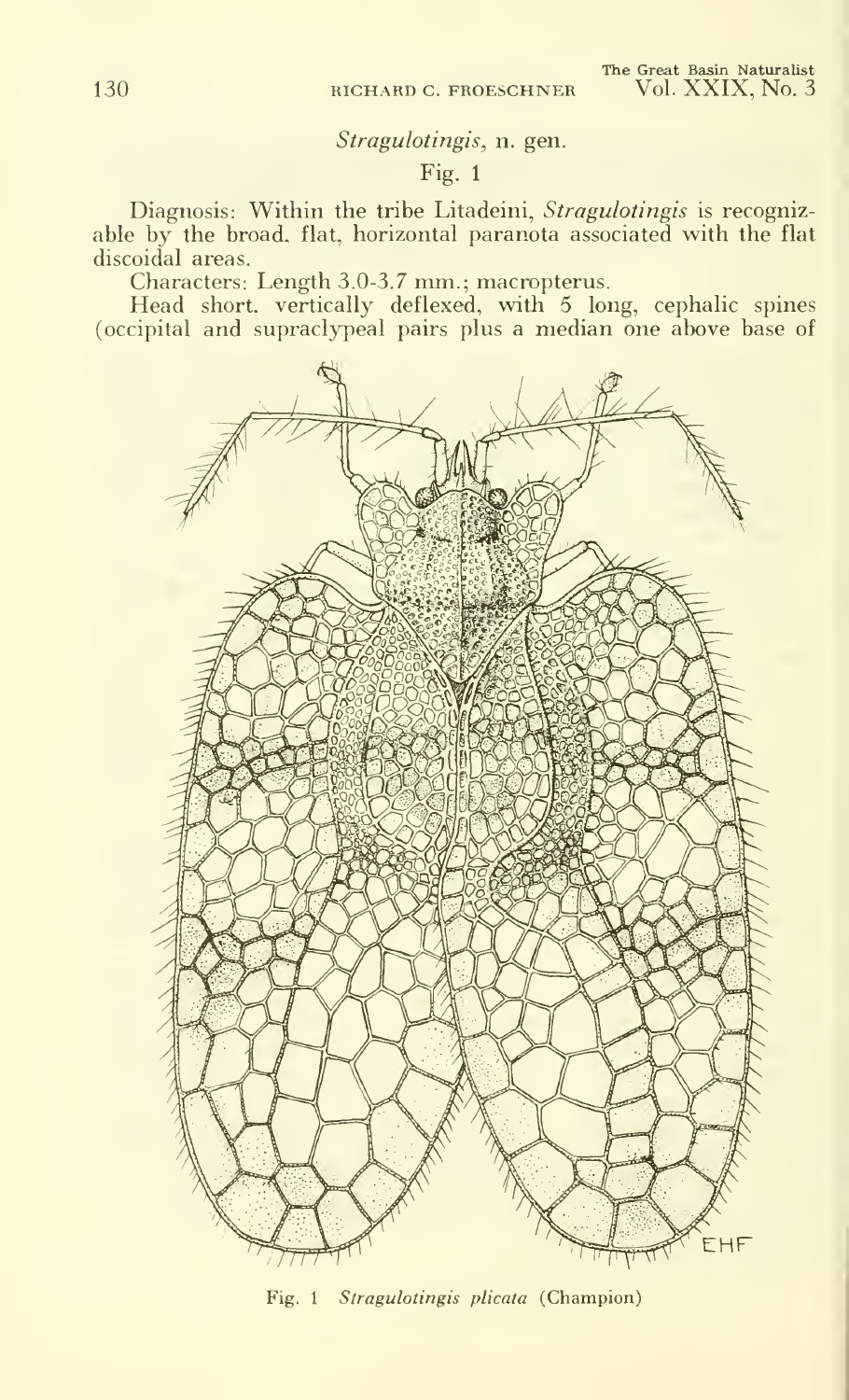## *Stragulotingis*, n. gen.

Fig. 1

Diagnosis: Within the tribe Litadeini, *Stragulotingis* is recognizable by the broad, flat, horizontal paranota associated with the flat discoidal areas.

Characters: Length 3.0-3.7 mm.; macropterus.

Head short, vertically deflexed, with 5 long, cephalic spines (occipital and supraclypeal pairs plus a median one above base of

Fig. 1 *Stragulotingis plicata* (Champion)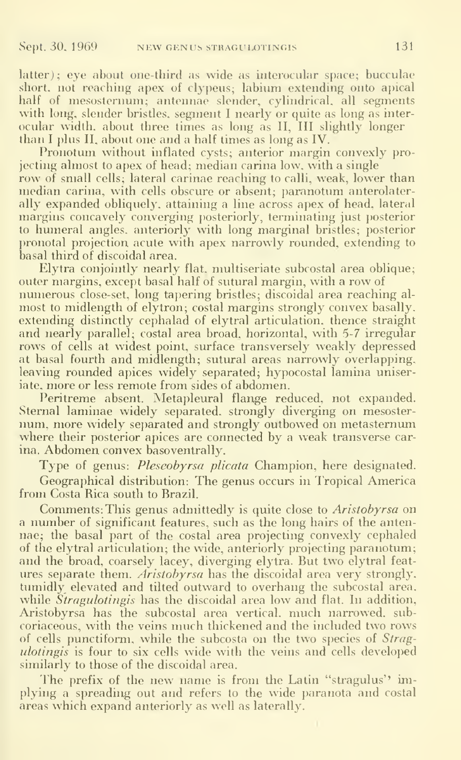latter); eye about one-third as wide as interocular space; bucculae short, not reaching apex of clypeus; labium extending onto apical half of mesosternum; antennae slender, cylindrical, all segments with long, slender bristles, segment I nearly or quite as long as interocular width, about three times as long as II, III slightly longer than I plus II, about one and a half times as long as IV.

Pronotum without inflated cysts; anterior margin convexly projecting almost to apex of head; median carina low, with a single row of small cells; lateral carinae reaching to calli, weak, lower than median carina, with cells obscure or absent; paranotum anterolaterally expanded obliquely, attaining a line across apex of head, lateral margins concavely converging posteriorly, terminating just posterior to humeral angles, anteriorly with long marginal bristles; posterior pronotal projection acute with apex narrowly rounded, extending to basal third of discoidal area.

Elytra conjointly nearly flat, multiseriate subcostal area oblique; outer margins, except basal half of sutural margin, with a row of numerous close-set, long tapering bristles; discoidal area reaching almost to midlength of elytron; costal margins strongly convex basally, extending distinctly cephalad of elytral articulation, thence straight and nearly parallel; costal area broad, horizontal, with 5-7 irregular rows of cells at widest point, surface transversely weakly depressed at basal fourth and midlength; sutural areas narrowly overlapping, leaving rounded apices widely separated; hypocostal lamina uniseriate, more or less remote from sides of abdomen.

Peritreme absent. Metapleural flange reduced, not expanded. Sternal laminae widely separated, strongly diverging on mesosternum, more widely separated and strongly outbowed on metasternum where their posterior apices are connected by a weak transverse carina. Abdomen convex basoventrally.

Type of genus: *Pleseobyrsa plicata* Champion, here designated.

Geographical distribution: The genus occurs in Tropical America from Costa Rica south to Brazil.

Comments: This genus admittedly is quite close to *Aristobyrsa* on a number of significant features, such as the long hairs of the antennae; the basal part of the costal area projecting convexly cephaled of the elytral articulation; the wide, anteriorly projecting paranotum; and the broad, coarsely lacey, diverging elytra. But two elytral features separate them. *Aristobyrsa* has the discoidal area very strongly, tumidly elevated and tilted outward to overhang the subcostal area, while *Stragulotingis* has the discoidal area low and flat. In addition, Aristobyrsa has the subcostal area vertical, much narrowed, subcoriaceous, with the veins much thickened and the included two rows of cells punctiform, while the subcosta on the two species of *Stragulotingis* is four to six cells wide with the veins and cells developed similarly to those of the discoidal area.

The prefix of the new name is from the Latin "stragulus" implying a spreading out and refers to the wide paranota and costal areas which expand anteriorly as well as laterally.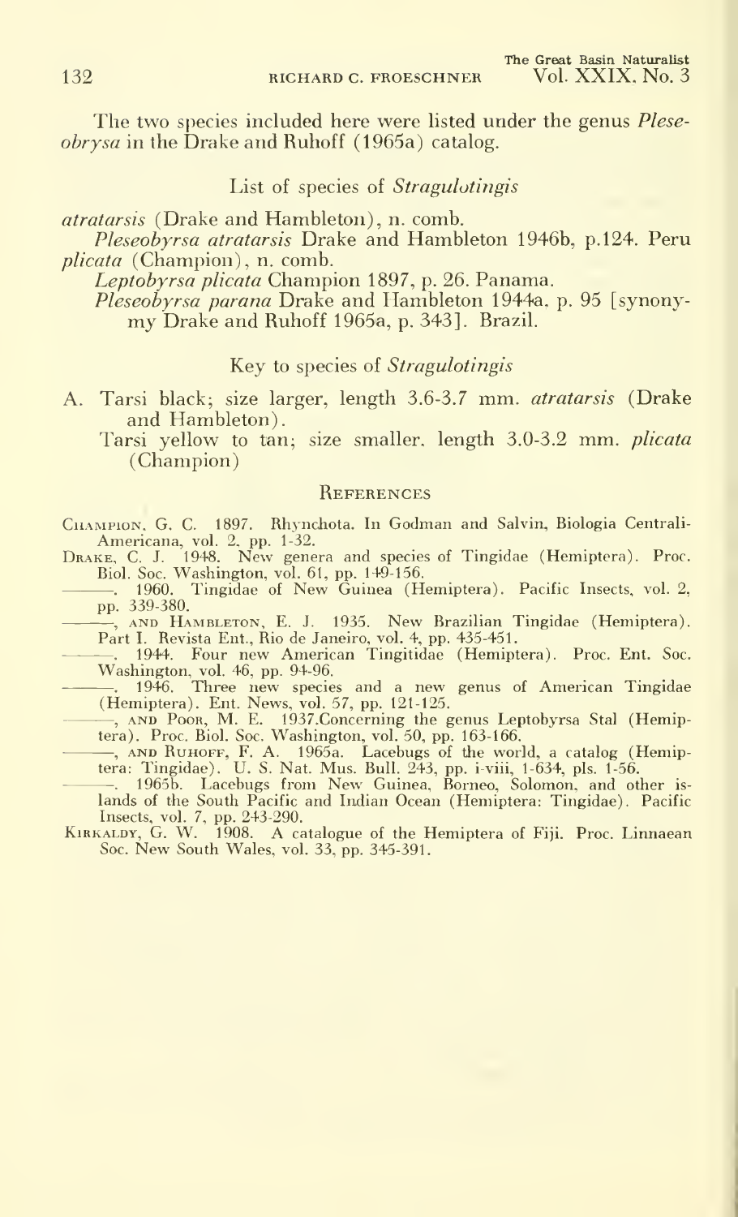The two species included here were listed under the genus *Pleseobrysa* in the Drake and Ruhoff (1965a) catalog.

## List of species of *Stragulotingis*

*atratarsis* (Drake and Hambleton), n. comb.

*Pleseobyrsa atratarsis* Drake and Hambleton 1946b, p.124. Peru

*plicata* (Champion), n. comb.

*Leptobyrsa plicata* Champion 1897, p. 26. Panama.

*Pleseobyrsa parana* Drake and Hambleton 1944a, p. 95 [synonymy Drake and Ruhoff 1965a, p. 343]. Brazil.

## Key to species of *Stragulotingis*

A. Tarsi black; size larger, length 3.6-3.7 mm. *atratarsis* (Drake and Hambleton).

Tarsi yellow to tan; size smaller, length 3.0-3.2 mm. *plicata* (Champion)

## References

Champion, G. C. 1897. Rhynchota. In Godman and Salvin, Biologia Centrali-Americana, vol. 2, pp. 1-32.

Drake, C. J. 1948. New genera and species of Tingidae (Hemiptera). Proc. Biol. Soc. Washington, vol. 61, pp. 149-156.

———. 1960. Tingidae of New Guinea (Hemiptera). Pacific Insects, vol. 2, pp. 339-380.

———, and Hambleton, E. J. 1935. New Brazilian Tingidae (Hemiptera). Part I. Revista Ent., Rio de Janeiro, vol. 4, pp. 435-451.

———. 1944. Four new American Tingitidae (Hemiptera). Proc. Ent. Soc. Washington, vol. 46, pp. 94-96.

———. 1946. Three new species and a new genus of American Tingidae (Hemiptera). Ent. News, vol. 57, pp. 121-125.

———, and Poor, M. E. 1937.Concerning the genus Leptobyrsa Stal (Hemiptera). Proc. Biol. Soc. Washington, vol. 50, pp. 163-166.

———, and Ruhoff, F. A. 1965a. Lacebugs of the world, a catalog (Hemiptera: Tingidae). U. S. Nat. Mus. Bull. 243, pp. i-viii, 1-634, pls. 1-56.

———. 1965b. Lacebugs from New Guinea, Borneo, Solomon, and other islands of the South Pacific and Indian Ocean (Hemiptera: Tingidae). Pacific Insects, vol. 7, pp. 243-290.

Kirkaldy, G. W. 1908. A catalogue of the Hemiptera of Fiji. Proc. Linnaean Soc. New South Wales, vol. 33, pp. 345-391.